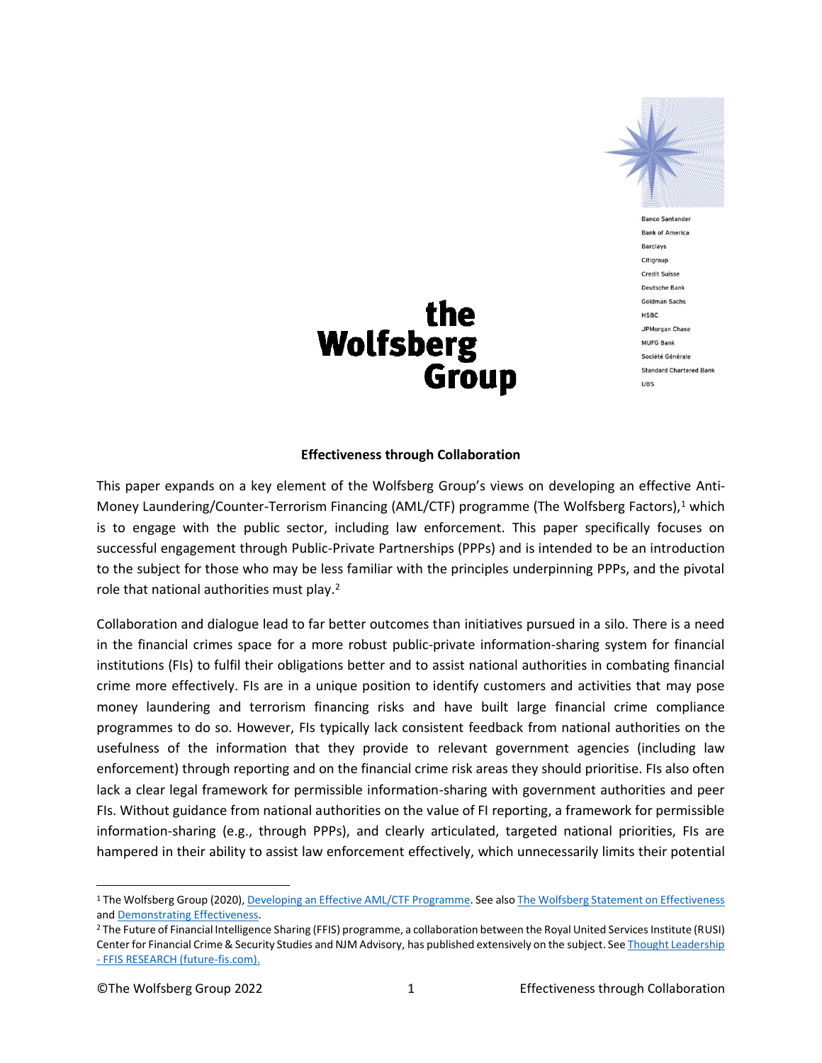Banco Santander
Bank of America
Barclays
Citigroup
Credit Suisse
Deutsche Bank
Goldman Sachs
HSBC
JPMorgan Chase
MUFG Bank
Société Générale
Standard Chartered Bank
UBS

# the Wolfsberg Group

## Effectiveness through Collaboration

This paper expands on a key element of the Wolfsberg Group's views on developing an effective Anti-Money Laundering/Counter-Terrorism Financing (AML/CTF) programme (The Wolfsberg Factors),[1] which is to engage with the public sector, including law enforcement. This paper specifically focuses on successful engagement through Public-Private Partnerships (PPPs) and is intended to be an introduction to the subject for those who may be less familiar with the principles underpinning PPPs, and the pivotal role that national authorities must play.[2]

Collaboration and dialogue lead to far better outcomes than initiatives pursued in a silo. There is a need in the financial crimes space for a more robust public-private information-sharing system for financial institutions (FIs) to fulfil their obligations better and to assist national authorities in combating financial crime more effectively. FIs are in a unique position to identify customers and activities that may pose money laundering and terrorism financing risks and have built large financial crime compliance programmes to do so. However, FIs typically lack consistent feedback from national authorities on the usefulness of the information that they provide to relevant government agencies (including law enforcement) through reporting and on the financial crime risk areas they should prioritise. FIs also often lack a clear legal framework for permissible information-sharing with government authorities and peer FIs. Without guidance from national authorities on the value of FI reporting, a framework for permissible information-sharing (e.g., through PPPs), and clearly articulated, targeted national priorities, FIs are hampered in their ability to assist law enforcement effectively, which unnecessarily limits their potential

---

[1] The Wolfsberg Group (2020), Developing an Effective AML/CTF Programme. See also The Wolfsberg Statement on Effectiveness and Demonstrating Effectiveness.

[2] The Future of Financial Intelligence Sharing (FFIS) programme, a collaboration between the Royal United Services Institute (RUSI) Center for Financial Crime & Security Studies and NJM Advisory, has published extensively on the subject. See Thought Leadership - FFIS RESEARCH (future-fis.com).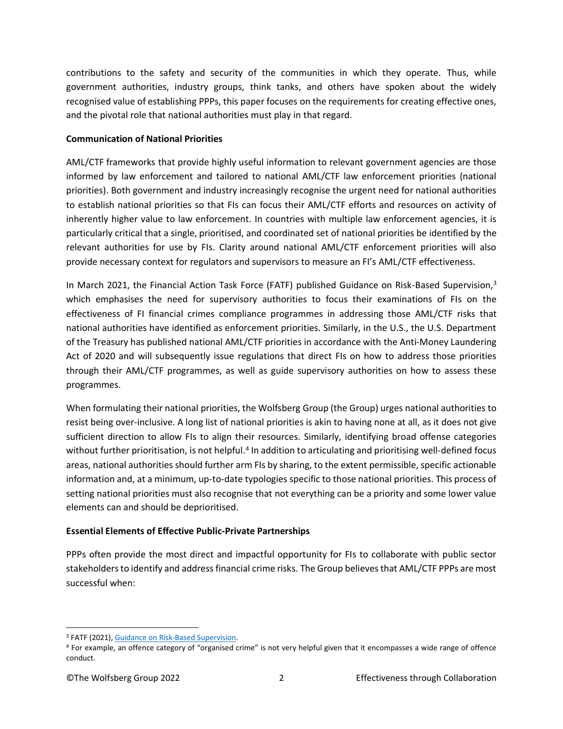contributions to the safety and security of the communities in which they operate. Thus, while government authorities, industry groups, think tanks, and others have spoken about the widely recognised value of establishing PPPs, this paper focuses on the requirements for creating effective ones, and the pivotal role that national authorities must play in that regard.

**Communication of National Priorities**

AML/CTF frameworks that provide highly useful information to relevant government agencies are those informed by law enforcement and tailored to national AML/CTF law enforcement priorities (national priorities). Both government and industry increasingly recognise the urgent need for national authorities to establish national priorities so that FIs can focus their AML/CTF efforts and resources on activity of inherently higher value to law enforcement. In countries with multiple law enforcement agencies, it is particularly critical that a single, prioritised, and coordinated set of national priorities be identified by the relevant authorities for use by FIs. Clarity around national AML/CTF enforcement priorities will also provide necessary context for regulators and supervisors to measure an FI's AML/CTF effectiveness.

In March 2021, the Financial Action Task Force (FATF) published Guidance on Risk-Based Supervision,[3] which emphasises the need for supervisory authorities to focus their examinations of FIs on the effectiveness of FI financial crimes compliance programmes in addressing those AML/CTF risks that national authorities have identified as enforcement priorities. Similarly, in the U.S., the U.S. Department of the Treasury has published national AML/CTF priorities in accordance with the Anti-Money Laundering Act of 2020 and will subsequently issue regulations that direct FIs on how to address those priorities through their AML/CTF programmes, as well as guide supervisory authorities on how to assess these programmes.

When formulating their national priorities, the Wolfsberg Group (the Group) urges national authorities to resist being over-inclusive. A long list of national priorities is akin to having none at all, as it does not give sufficient direction to allow FIs to align their resources. Similarly, identifying broad offense categories without further prioritisation, is not helpful.[4] In addition to articulating and prioritising well-defined focus areas, national authorities should further arm FIs by sharing, to the extent permissible, specific actionable information and, at a minimum, up-to-date typologies specific to those national priorities. This process of setting national priorities must also recognise that not everything can be a priority and some lower value elements can and should be deprioritised.

**Essential Elements of Effective Public-Private Partnerships**

PPPs often provide the most direct and impactful opportunity for FIs to collaborate with public sector stakeholders to identify and address financial crime risks. The Group believes that AML/CTF PPPs are most successful when:

---

[3] FATF (2021), Guidance on Risk-Based Supervision.

[4] For example, an offence category of "organised crime" is not very helpful given that it encompasses a wide range of offence conduct.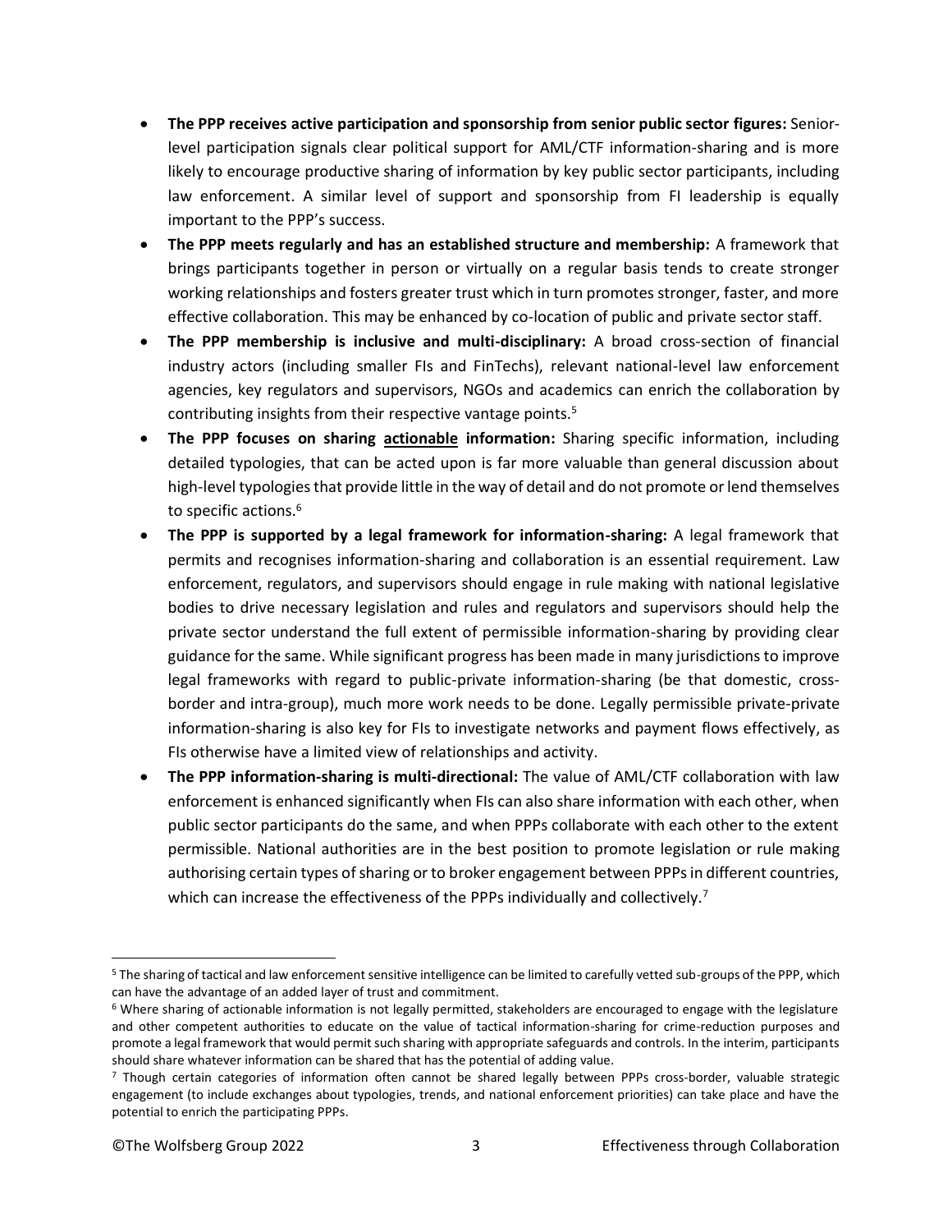- **The PPP receives active participation and sponsorship from senior public sector figures:** Senior-level participation signals clear political support for AML/CTF information-sharing and is more likely to encourage productive sharing of information by key public sector participants, including law enforcement. A similar level of support and sponsorship from FI leadership is equally important to the PPP's success.
- **The PPP meets regularly and has an established structure and membership:** A framework that brings participants together in person or virtually on a regular basis tends to create stronger working relationships and fosters greater trust which in turn promotes stronger, faster, and more effective collaboration. This may be enhanced by co-location of public and private sector staff.
- **The PPP membership is inclusive and multi-disciplinary:** A broad cross-section of financial industry actors (including smaller FIs and FinTechs), relevant national-level law enforcement agencies, key regulators and supervisors, NGOs and academics can enrich the collaboration by contributing insights from their respective vantage points.[5]
- **The PPP focuses on sharing <u>actionable</u> information:** Sharing specific information, including detailed typologies, that can be acted upon is far more valuable than general discussion about high-level typologies that provide little in the way of detail and do not promote or lend themselves to specific actions.[6]
- **The PPP is supported by a legal framework for information-sharing:** A legal framework that permits and recognises information-sharing and collaboration is an essential requirement. Law enforcement, regulators, and supervisors should engage in rule making with national legislative bodies to drive necessary legislation and rules and regulators and supervisors should help the private sector understand the full extent of permissible information-sharing by providing clear guidance for the same. While significant progress has been made in many jurisdictions to improve legal frameworks with regard to public-private information-sharing (be that domestic, cross-border and intra-group), much more work needs to be done. Legally permissible private-private information-sharing is also key for FIs to investigate networks and payment flows effectively, as FIs otherwise have a limited view of relationships and activity.
- **The PPP information-sharing is multi-directional:** The value of AML/CTF collaboration with law enforcement is enhanced significantly when FIs can also share information with each other, when public sector participants do the same, and when PPPs collaborate with each other to the extent permissible. National authorities are in the best position to promote legislation or rule making authorising certain types of sharing or to broker engagement between PPPs in different countries, which can increase the effectiveness of the PPPs individually and collectively.[7]

---

[5] The sharing of tactical and law enforcement sensitive intelligence can be limited to carefully vetted sub-groups of the PPP, which can have the advantage of an added layer of trust and commitment.

[6] Where sharing of actionable information is not legally permitted, stakeholders are encouraged to engage with the legislature and other competent authorities to educate on the value of tactical information-sharing for crime-reduction purposes and promote a legal framework that would permit such sharing with appropriate safeguards and controls. In the interim, participants should share whatever information can be shared that has the potential of adding value.

[7] Though certain categories of information often cannot be shared legally between PPPs cross-border, valuable strategic engagement (to include exchanges about typologies, trends, and national enforcement priorities) can take place and have the potential to enrich the participating PPPs.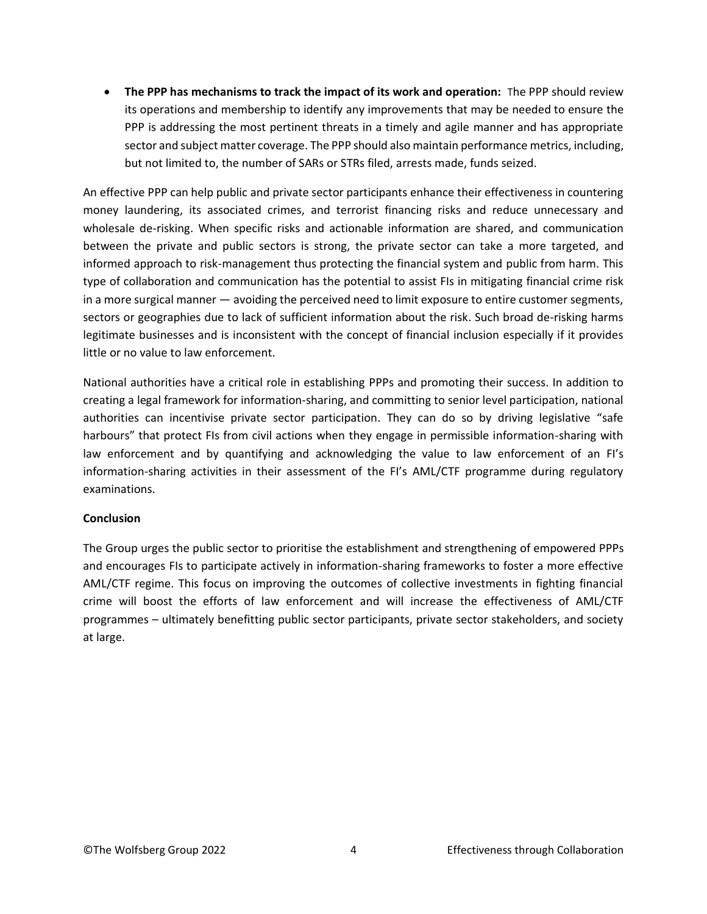- **The PPP has mechanisms to track the impact of its work and operation:** The PPP should review its operations and membership to identify any improvements that may be needed to ensure the PPP is addressing the most pertinent threats in a timely and agile manner and has appropriate sector and subject matter coverage. The PPP should also maintain performance metrics, including, but not limited to, the number of SARs or STRs filed, arrests made, funds seized.

An effective PPP can help public and private sector participants enhance their effectiveness in countering money laundering, its associated crimes, and terrorist financing risks and reduce unnecessary and wholesale de-risking. When specific risks and actionable information are shared, and communication between the private and public sectors is strong, the private sector can take a more targeted, and informed approach to risk-management thus protecting the financial system and public from harm. This type of collaboration and communication has the potential to assist FIs in mitigating financial crime risk in a more surgical manner — avoiding the perceived need to limit exposure to entire customer segments, sectors or geographies due to lack of sufficient information about the risk. Such broad de-risking harms legitimate businesses and is inconsistent with the concept of financial inclusion especially if it provides little or no value to law enforcement.

National authorities have a critical role in establishing PPPs and promoting their success. In addition to creating a legal framework for information-sharing, and committing to senior level participation, national authorities can incentivise private sector participation. They can do so by driving legislative "safe harbours" that protect FIs from civil actions when they engage in permissible information-sharing with law enforcement and by quantifying and acknowledging the value to law enforcement of an FI's information-sharing activities in their assessment of the FI's AML/CTF programme during regulatory examinations.

**Conclusion**

The Group urges the public sector to prioritise the establishment and strengthening of empowered PPPs and encourages FIs to participate actively in information-sharing frameworks to foster a more effective AML/CTF regime. This focus on improving the outcomes of collective investments in fighting financial crime will boost the efforts of law enforcement and will increase the effectiveness of AML/CTF programmes – ultimately benefitting public sector participants, private sector stakeholders, and society at large.